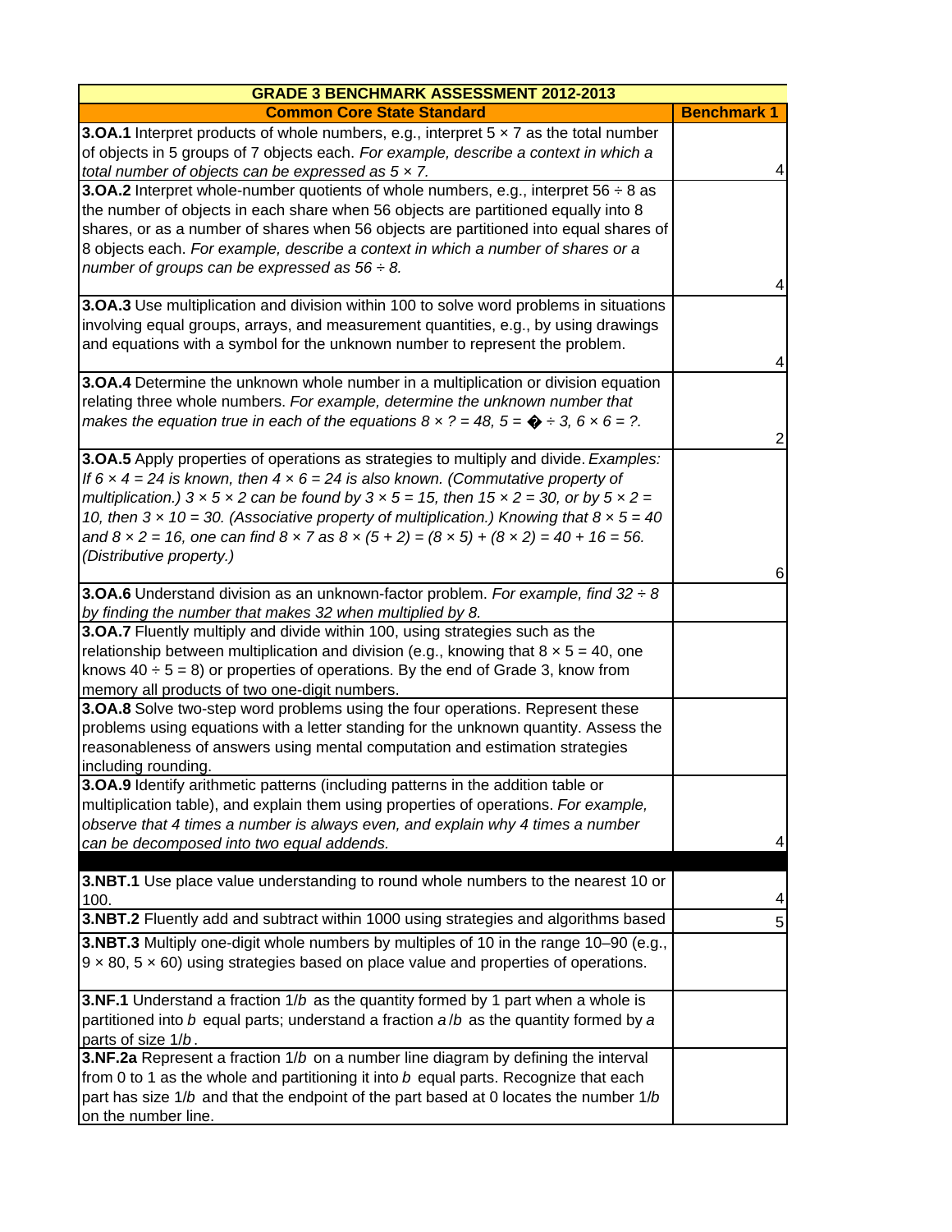| GRADE 3 BENCHMARK ASSESSMENT 2012-2013 | |
|---|---|
| **Common Core State Standard** | **Benchmark 1** |
| **3.OA.1** Interpret products of whole numbers, e.g., interpret 5 × 7 as the total number of objects in 5 groups of 7 objects each. *For example, describe a context in which a total number of objects can be expressed as 5 × 7.* | 4 |
| **3.OA.2** Interpret whole-number quotients of whole numbers, e.g., interpret 56 ÷ 8 as the number of objects in each share when 56 objects are partitioned equally into 8 shares, or as a number of shares when 56 objects are partitioned into equal shares of 8 objects each. *For example, describe a context in which a number of shares or a number of groups can be expressed as 56 ÷ 8.* | 4 |
| **3.OA.3** Use multiplication and division within 100 to solve word problems in situations involving equal groups, arrays, and measurement quantities, e.g., by using drawings and equations with a symbol for the unknown number to represent the problem. | 4 |
| **3.OA.4** Determine the unknown whole number in a multiplication or division equation relating three whole numbers. *For example, determine the unknown number that makes the equation true in each of the equations 8 × ? = 48, 5 = � ÷ 3, 6 × 6 = ?.* | 2 |
| **3.OA.5** Apply properties of operations as strategies to multiply and divide. *Examples: If 6 × 4 = 24 is known, then 4 × 6 = 24 is also known. (Commutative property of multiplication.) 3 × 5 × 2 can be found by 3 × 5 = 15, then 15 × 2 = 30, or by 5 × 2 = 10, then 3 × 10 = 30. (Associative property of multiplication.) Knowing that 8 × 5 = 40 and 8 × 2 = 16, one can find 8 × 7 as 8 × (5 + 2) = (8 × 5) + (8 × 2) = 40 + 16 = 56. (Distributive property.)* | 6 |
| **3.OA.6** Understand division as an unknown-factor problem. *For example, find 32 ÷ 8 by finding the number that makes 32 when multiplied by 8.* | |
| **3.OA.7** Fluently multiply and divide within 100, using strategies such as the relationship between multiplication and division (e.g., knowing that 8 × 5 = 40, one knows 40 ÷ 5 = 8) or properties of operations. By the end of Grade 3, know from memory all products of two one-digit numbers. | |
| **3.OA.8** Solve two-step word problems using the four operations. Represent these problems using equations with a letter standing for the unknown quantity. Assess the reasonableness of answers using mental computation and estimation strategies including rounding. | |
| **3.OA.9** Identify arithmetic patterns (including patterns in the addition table or multiplication table), and explain them using properties of operations. *For example, observe that 4 times a number is always even, and explain why 4 times a number can be decomposed into two equal addends.* | 4 |
| | |
| **3.NBT.1** Use place value understanding to round whole numbers to the nearest 10 or 100. | 4 |
| **3.NBT.2** Fluently add and subtract within 1000 using strategies and algorithms based | 5 |
| **3.NBT.3** Multiply one-digit whole numbers by multiples of 10 in the range 10–90 (e.g., 9 × 80, 5 × 60) using strategies based on place value and properties of operations. | |
| **3.NF.1** Understand a fraction 1/*b* as the quantity formed by 1 part when a whole is partitioned into *b* equal parts; understand a fraction *a*/*b* as the quantity formed by *a* parts of size 1/*b*. | |
| **3.NF.2a** Represent a fraction 1/*b* on a number line diagram by defining the interval from 0 to 1 as the whole and partitioning it into *b* equal parts. Recognize that each part has size 1/*b* and that the endpoint of the part based at 0 locates the number 1/*b* on the number line. | |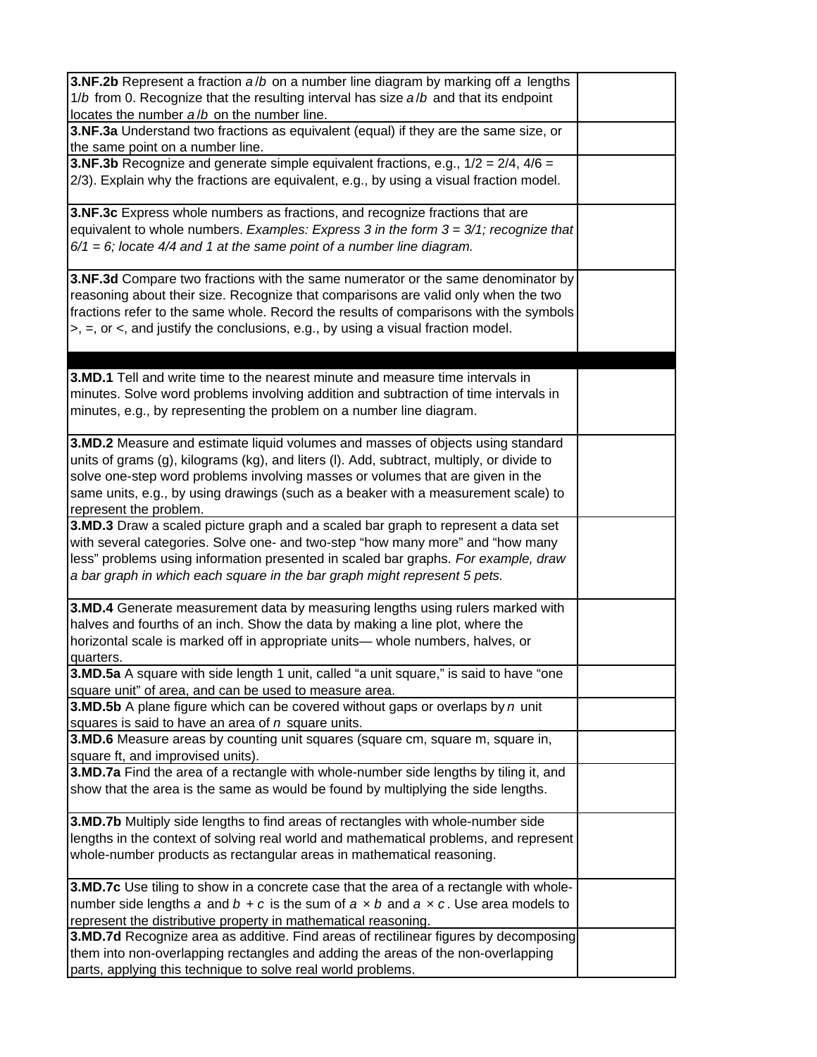| | |
|---|---|
| **3.NF.2b** Represent a fraction *a*/*b* on a number line diagram by marking off *a* lengths 1/*b* from 0. Recognize that the resulting interval has size *a*/*b* and that its endpoint locates the number *a*/*b* on the number line. | |
| **3.NF.3a** Understand two fractions as equivalent (equal) if they are the same size, or the same point on a number line. | |
| **3.NF.3b** Recognize and generate simple equivalent fractions, e.g., 1/2 = 2/4, 4/6 = 2/3). Explain why the fractions are equivalent, e.g., by using a visual fraction model. | |
| **3.NF.3c** Express whole numbers as fractions, and recognize fractions that are equivalent to whole numbers. *Examples: Express 3 in the form 3 = 3/1; recognize that 6/1 = 6; locate 4/4 and 1 at the same point of a number line diagram.* | |
| **3.NF.3d** Compare two fractions with the same numerator or the same denominator by reasoning about their size. Recognize that comparisons are valid only when the two fractions refer to the same whole. Record the results of comparisons with the symbols >, =, or <, and justify the conclusions, e.g., by using a visual fraction model. | |
| | |
| **3.MD.1** Tell and write time to the nearest minute and measure time intervals in minutes. Solve word problems involving addition and subtraction of time intervals in minutes, e.g., by representing the problem on a number line diagram. | |
| **3.MD.2** Measure and estimate liquid volumes and masses of objects using standard units of grams (g), kilograms (kg), and liters (l). Add, subtract, multiply, or divide to solve one-step word problems involving masses or volumes that are given in the same units, e.g., by using drawings (such as a beaker with a measurement scale) to represent the problem. | |
| **3.MD.3** Draw a scaled picture graph and a scaled bar graph to represent a data set with several categories. Solve one- and two-step "how many more" and "how many less" problems using information presented in scaled bar graphs. *For example, draw a bar graph in which each square in the bar graph might represent 5 pets.* | |
| **3.MD.4** Generate measurement data by measuring lengths using rulers marked with halves and fourths of an inch. Show the data by making a line plot, where the horizontal scale is marked off in appropriate units— whole numbers, halves, or quarters. | |
| **3.MD.5a** A square with side length 1 unit, called "a unit square," is said to have "one square unit" of area, and can be used to measure area. | |
| **3.MD.5b** A plane figure which can be covered without gaps or overlaps by *n* unit squares is said to have an area of *n* square units. | |
| **3.MD.6** Measure areas by counting unit squares (square cm, square m, square in, square ft, and improvised units). | |
| **3.MD.7a** Find the area of a rectangle with whole-number side lengths by tiling it, and show that the area is the same as would be found by multiplying the side lengths. | |
| **3.MD.7b** Multiply side lengths to find areas of rectangles with whole-number side lengths in the context of solving real world and mathematical problems, and represent whole-number products as rectangular areas in mathematical reasoning. | |
| **3.MD.7c** Use tiling to show in a concrete case that the area of a rectangle with whole-number side lengths $a$ and $b + c$ is the sum of $a \times b$ and $a \times c$. Use area models to represent the distributive property in mathematical reasoning. | |
| **3.MD.7d** Recognize area as additive. Find areas of rectilinear figures by decomposing them into non-overlapping rectangles and adding the areas of the non-overlapping parts, applying this technique to solve real world problems. | |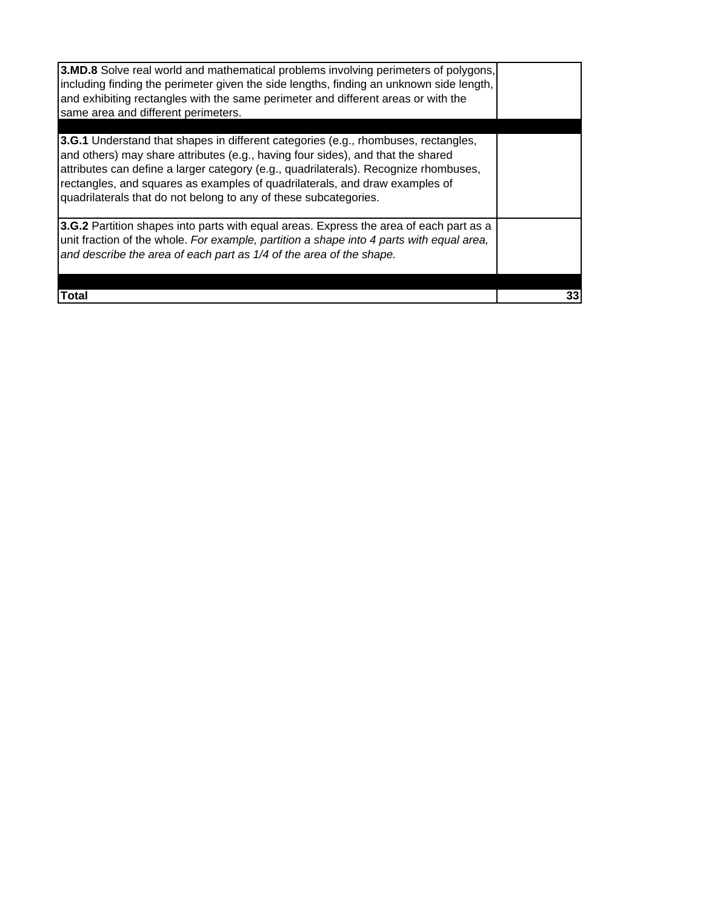| | |
|---|---|
| **3.MD.8** Solve real world and mathematical problems involving perimeters of polygons, including finding the perimeter given the side lengths, finding an unknown side length, and exhibiting rectangles with the same perimeter and different areas or with the same area and different perimeters. | |
| | |
| **3.G.1** Understand that shapes in different categories (e.g., rhombuses, rectangles, and others) may share attributes (e.g., having four sides), and that the shared attributes can define a larger category (e.g., quadrilaterals). Recognize rhombuses, rectangles, and squares as examples of quadrilaterals, and draw examples of quadrilaterals that do not belong to any of these subcategories. | |
| **3.G.2** Partition shapes into parts with equal areas. Express the area of each part as a unit fraction of the whole. *For example, partition a shape into 4 parts with equal area, and describe the area of each part as 1/4 of the area of the shape.* | |
| | |
| **Total** | **33** |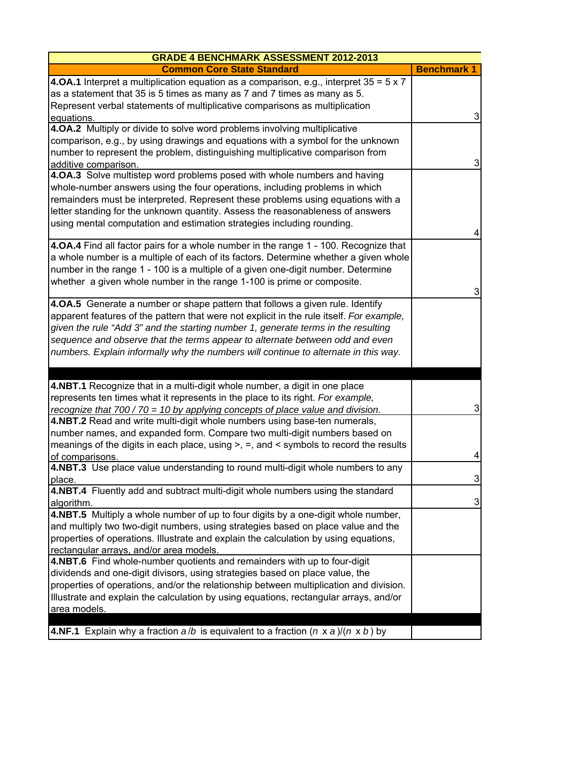| GRADE 4 BENCHMARK ASSESSMENT 2012-2013 | |
|---|---|
| **Common Core State Standard** | **Benchmark 1** |
| **4.OA.1** Interpret a multiplication equation as a comparison, e.g., interpret 35 = 5 x 7 as a statement that 35 is 5 times as many as 7 and 7 times as many as 5. Represent verbal statements of multiplicative comparisons as multiplication equations. | 3 |
| **4.OA.2** Multiply or divide to solve word problems involving multiplicative comparison, e.g., by using drawings and equations with a symbol for the unknown number to represent the problem, distinguishing multiplicative comparison from additive comparison. | 3 |
| **4.OA.3** Solve multistep word problems posed with whole numbers and having whole-number answers using the four operations, including problems in which remainders must be interpreted. Represent these problems using equations with a letter standing for the unknown quantity. Assess the reasonableness of answers using mental computation and estimation strategies including rounding. | 4 |
| **4.OA.4** Find all factor pairs for a whole number in the range 1 - 100. Recognize that a whole number is a multiple of each of its factors. Determine whether a given whole number in the range 1 - 100 is a multiple of a given one-digit number. Determine whether a given whole number in the range 1-100 is prime or composite. | 3 |
| **4.OA.5** Generate a number or shape pattern that follows a given rule. Identify apparent features of the pattern that were not explicit in the rule itself. *For example, given the rule "Add 3" and the starting number 1, generate terms in the resulting sequence and observe that the terms appear to alternate between odd and even numbers. Explain informally why the numbers will continue to alternate in this way.* | |
| | |
| **4.NBT.1** Recognize that in a multi-digit whole number, a digit in one place represents ten times what it represents in the place to its right. *For example, recognize that 700 / 70 = 10 by applying concepts of place value and division.* | 3 |
| **4.NBT.2** Read and write multi-digit whole numbers using base-ten numerals, number names, and expanded form. Compare two multi-digit numbers based on meanings of the digits in each place, using >, =, and < symbols to record the results of comparisons. | 4 |
| **4.NBT.3** Use place value understanding to round multi-digit whole numbers to any place. | 3 |
| **4.NBT.4** Fluently add and subtract multi-digit whole numbers using the standard algorithm. | 3 |
| **4.NBT.5** Multiply a whole number of up to four digits by a one-digit whole number, and multiply two two-digit numbers, using strategies based on place value and the properties of operations. Illustrate and explain the calculation by using equations, rectangular arrays, and/or area models. | |
| **4.NBT.6** Find whole-number quotients and remainders with up to four-digit dividends and one-digit divisors, using strategies based on place value, the properties of operations, and/or the relationship between multiplication and division. Illustrate and explain the calculation by using equations, rectangular arrays, and/or area models. | |
| | |
| **4.NF.1** Explain why a fraction $a/b$ is equivalent to a fraction $(n \times a)/(n \times b)$ by | |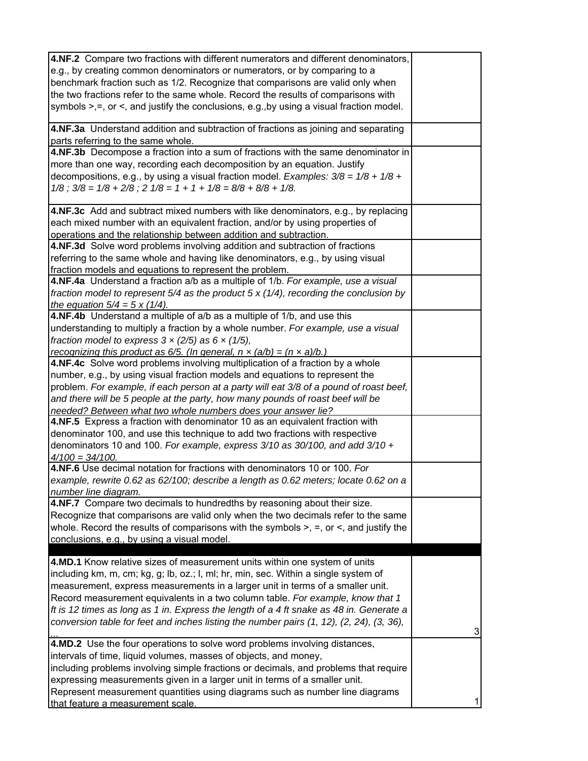| | |
|---|---|
| **4.NF.2** Compare two fractions with different numerators and different denominators, e.g., by creating common denominators or numerators, or by comparing to a benchmark fraction such as 1/2. Recognize that comparisons are valid only when the two fractions refer to the same whole. Record the results of comparisons with symbols >,=, or <, and justify the conclusions, e.g.,by using a visual fraction model. | |
| **4.NF.3a** Understand addition and subtraction of fractions as joining and separating parts referring to the same whole. | |
| **4.NF.3b** Decompose a fraction into a sum of fractions with the same denominator in more than one way, recording each decomposition by an equation. Justify decompositions, e.g., by using a visual fraction model. *Examples: 3/8 = 1/8 + 1/8 + 1/8 ; 3/8 = 1/8 + 2/8 ; 2 1/8 = 1 + 1 + 1/8 = 8/8 + 8/8 + 1/8.* | |
| **4.NF.3c** Add and subtract mixed numbers with like denominators, e.g., by replacing each mixed number with an equivalent fraction, and/or by using properties of operations and the relationship between addition and subtraction. | |
| **4.NF.3d** Solve word problems involving addition and subtraction of fractions referring to the same whole and having like denominators, e.g., by using visual fraction models and equations to represent the problem. | |
| **4.NF.4a** Understand a fraction a/b as a multiple of 1/b. *For example, use a visual fraction model to represent 5/4 as the product 5 x (1/4), recording the conclusion by the equation 5/4 = 5 x (1/4).* | |
| **4.NF.4b** Understand a multiple of a/b as a multiple of 1/b, and use this understanding to multiply a fraction by a whole number. *For example, use a visual fraction model to express 3 × (2/5) as 6 × (1/5), recognizing this product as 6/5. (In general, n × (a/b) = (n × a)/b.)* | |
| **4.NF.4c** Solve word problems involving multiplication of a fraction by a whole number, e.g., by using visual fraction models and equations to represent the problem. *For example, if each person at a party will eat 3/8 of a pound of roast beef, and there will be 5 people at the party, how many pounds of roast beef will be needed? Between what two whole numbers does your answer lie?* | |
| **4.NF.5** Express a fraction with denominator 10 as an equivalent fraction with denominator 100, and use this technique to add two fractions with respective denominators 10 and 100. *For example, express 3/10 as 30/100, and add 3/10 + 4/100 = 34/100.* | |
| **4.NF.6** Use decimal notation for fractions with denominators 10 or 100. *For example, rewrite 0.62 as 62/100; describe a length as 0.62 meters; locate 0.62 on a number line diagram.* | |
| **4.NF.7** Compare two decimals to hundredths by reasoning about their size. Recognize that comparisons are valid only when the two decimals refer to the same whole. Record the results of comparisons with the symbols >, =, or <, and justify the conclusions, e.g., by using a visual model. | |
| | |
| **4.MD.1** Know relative sizes of measurement units within one system of units including km, m, cm; kg, g; lb, oz.; l, ml; hr, min, sec. Within a single system of measurement, express measurements in a larger unit in terms of a smaller unit. Record measurement equivalents in a two column table. *For example, know that 1 ft is 12 times as long as 1 in. Express the length of a 4 ft snake as 48 in. Generate a conversion table for feet and inches listing the number pairs (1, 12), (2, 24), (3, 36), ...* | 3 |
| **4.MD.2** Use the four operations to solve word problems involving distances, intervals of time, liquid volumes, masses of objects, and money, including problems involving simple fractions or decimals, and problems that require expressing measurements given in a larger unit in terms of a smaller unit. Represent measurement quantities using diagrams such as number line diagrams that feature a measurement scale. | 1 |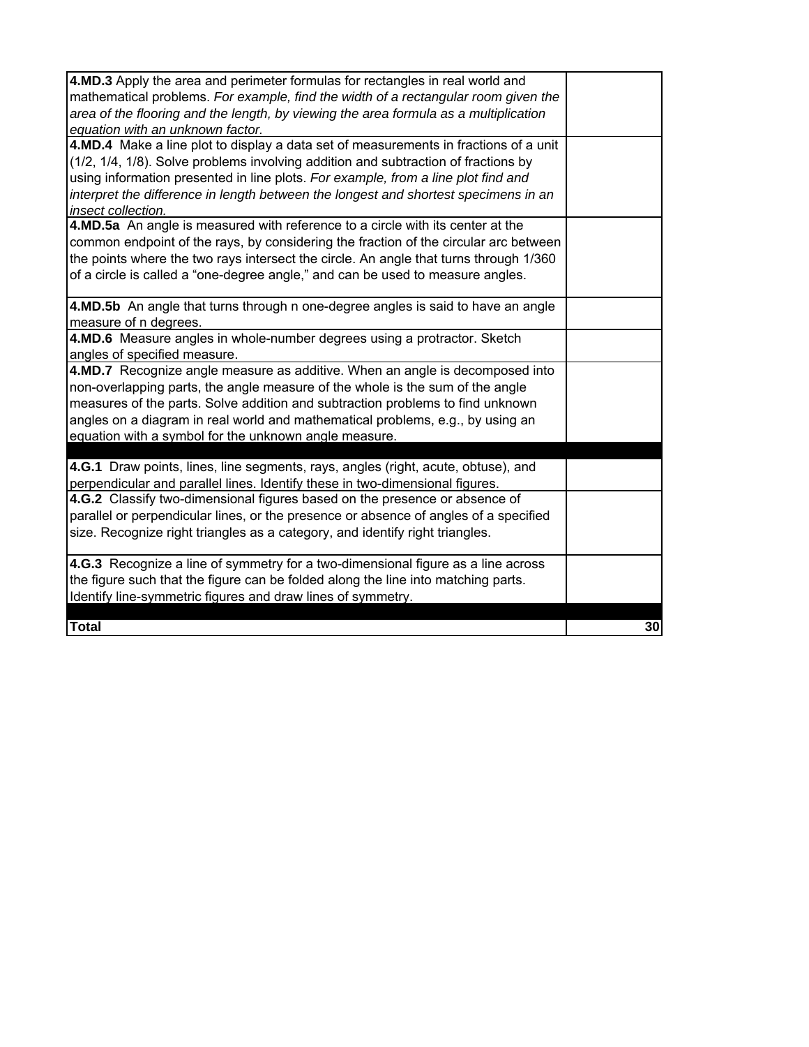| | |
|---|---|
| **4.MD.3** Apply the area and perimeter formulas for rectangles in real world and mathematical problems. *For example, find the width of a rectangular room given the area of the flooring and the length, by viewing the area formula as a multiplication equation with an unknown factor.* | |
| **4.MD.4** Make a line plot to display a data set of measurements in fractions of a unit (1/2, 1/4, 1/8). Solve problems involving addition and subtraction of fractions by using information presented in line plots. *For example, from a line plot find and interpret the difference in length between the longest and shortest specimens in an insect collection.* | |
| **4.MD.5a** An angle is measured with reference to a circle with its center at the common endpoint of the rays, by considering the fraction of the circular arc between the points where the two rays intersect the circle. An angle that turns through 1/360 of a circle is called a "one-degree angle," and can be used to measure angles. | |
| **4.MD.5b** An angle that turns through n one-degree angles is said to have an angle measure of n degrees. | |
| **4.MD.6** Measure angles in whole-number degrees using a protractor. Sketch angles of specified measure. | |
| **4.MD.7** Recognize angle measure as additive. When an angle is decomposed into non-overlapping parts, the angle measure of the whole is the sum of the angle measures of the parts. Solve addition and subtraction problems to find unknown angles on a diagram in real world and mathematical problems, e.g., by using an equation with a symbol for the unknown angle measure. | |
| | |
| **4.G.1** Draw points, lines, line segments, rays, angles (right, acute, obtuse), and perpendicular and parallel lines. Identify these in two-dimensional figures. | |
| **4.G.2** Classify two-dimensional figures based on the presence or absence of parallel or perpendicular lines, or the presence or absence of angles of a specified size. Recognize right triangles as a category, and identify right triangles. | |
| **4.G.3** Recognize a line of symmetry for a two-dimensional figure as a line across the figure such that the figure can be folded along the line into matching parts. Identify line-symmetric figures and draw lines of symmetry. | |
| | |
| **Total** | **30** |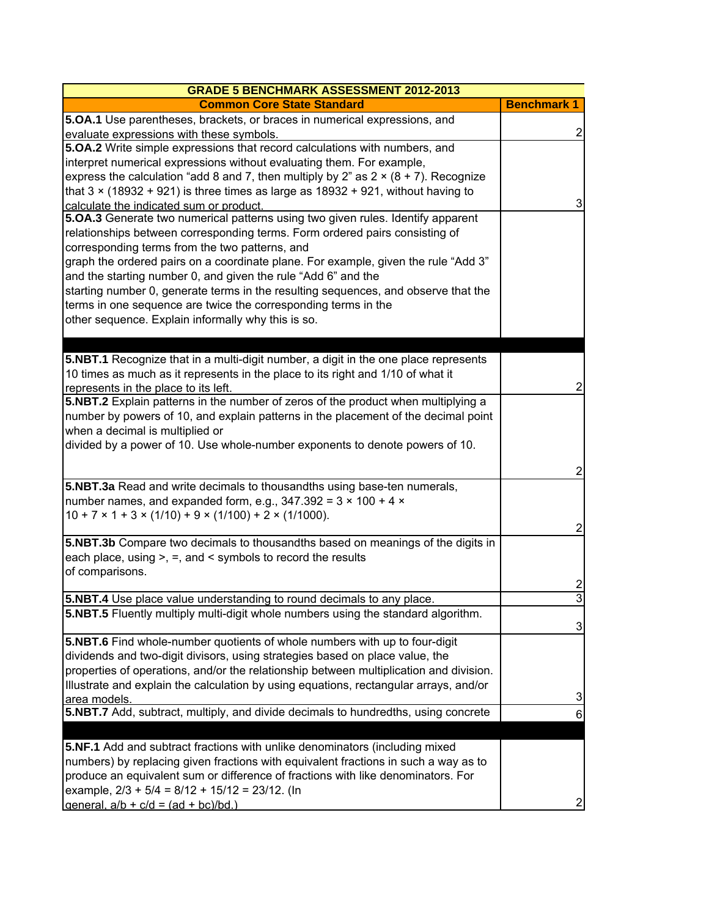| GRADE 5 BENCHMARK ASSESSMENT 2012-2013 | |
|---|---|
| **Common Core State Standard** | **Benchmark 1** |
| **5.OA.1** Use parentheses, brackets, or braces in numerical expressions, and evaluate expressions with these symbols. | 2 |
| **5.OA.2** Write simple expressions that record calculations with numbers, and interpret numerical expressions without evaluating them. For example, express the calculation "add 8 and 7, then multiply by 2" as 2 × (8 + 7). Recognize that 3 × (18932 + 921) is three times as large as 18932 + 921, without having to calculate the indicated sum or product. | 3 |
| **5.OA.3** Generate two numerical patterns using two given rules. Identify apparent relationships between corresponding terms. Form ordered pairs consisting of corresponding terms from the two patterns, and graph the ordered pairs on a coordinate plane. For example, given the rule "Add 3" and the starting number 0, and given the rule "Add 6" and the starting number 0, generate terms in the resulting sequences, and observe that the terms in one sequence are twice the corresponding terms in the other sequence. Explain informally why this is so. | |
| | |
| **5.NBT.1** Recognize that in a multi-digit number, a digit in the one place represents 10 times as much as it represents in the place to its right and 1/10 of what it represents in the place to its left. | 2 |
| **5.NBT.2** Explain patterns in the number of zeros of the product when multiplying a number by powers of 10, and explain patterns in the placement of the decimal point when a decimal is multiplied or divided by a power of 10. Use whole-number exponents to denote powers of 10. | 2 |
| **5.NBT.3a** Read and write decimals to thousandths using base-ten numerals, number names, and expanded form, e.g., 347.392 = 3 × 100 + 4 × 10 + 7 × 1 + 3 × (1/10) + 9 × (1/100) + 2 × (1/1000). | 2 |
| **5.NBT.3b** Compare two decimals to thousandths based on meanings of the digits in each place, using >, =, and < symbols to record the results of comparisons. | 2 |
| **5.NBT.4** Use place value understanding to round decimals to any place. | 3 |
| **5.NBT.5** Fluently multiply multi-digit whole numbers using the standard algorithm. | 3 |
| **5.NBT.6** Find whole-number quotients of whole numbers with up to four-digit dividends and two-digit divisors, using strategies based on place value, the properties of operations, and/or the relationship between multiplication and division. Illustrate and explain the calculation by using equations, rectangular arrays, and/or area models. | 3 |
| **5.NBT.7** Add, subtract, multiply, and divide decimals to hundredths, using concrete | 6 |
| | |
| **5.NF.1** Add and subtract fractions with unlike denominators (including mixed numbers) by replacing given fractions with equivalent fractions in such a way as to produce an equivalent sum or difference of fractions with like denominators. For example, 2/3 + 5/4 = 8/12 + 15/12 = 23/12. (In general, a/b + c/d = (ad + bc)/bd.) | 2 |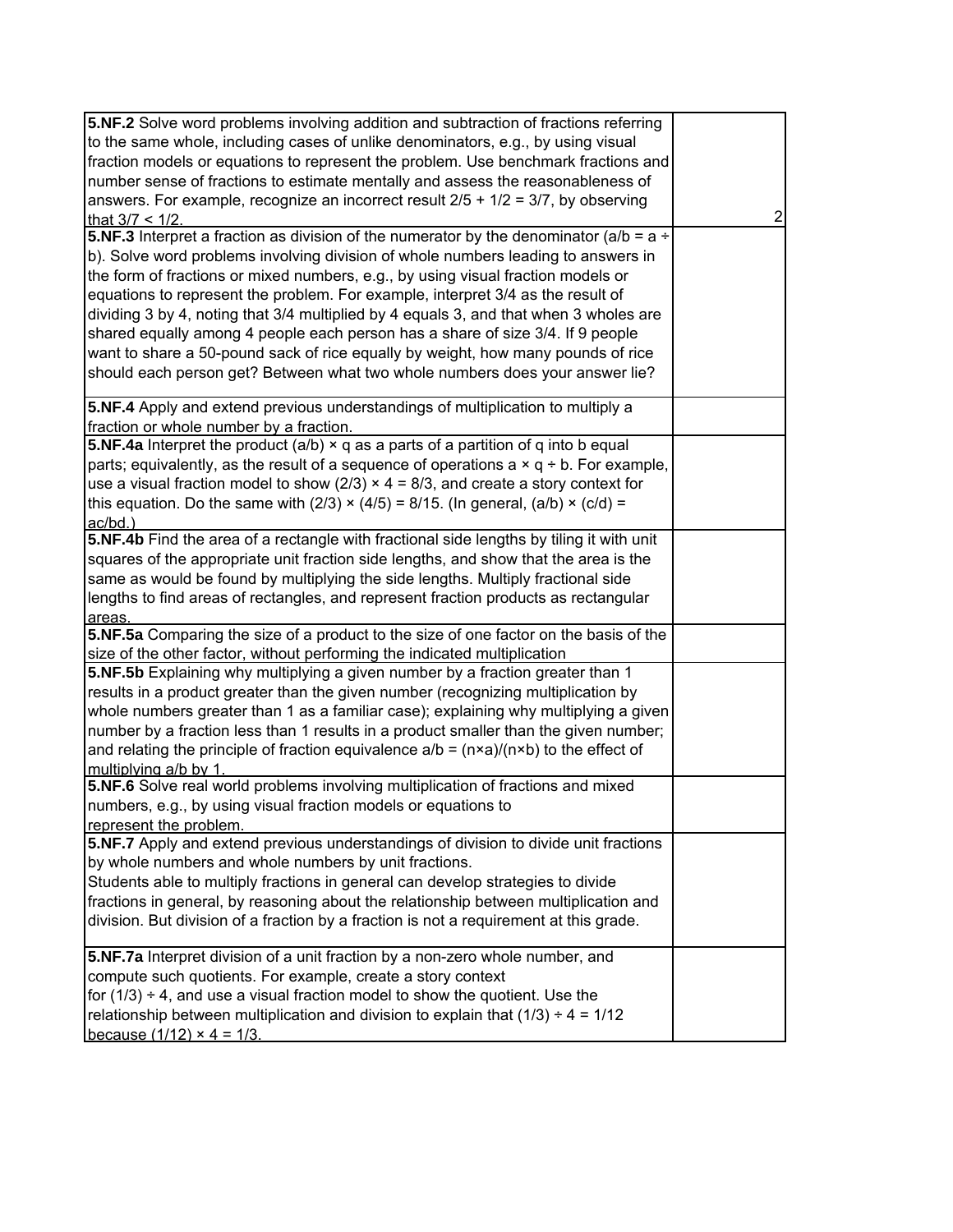| | |
|---|---|
| **5.NF.2** Solve word problems involving addition and subtraction of fractions referring to the same whole, including cases of unlike denominators, e.g., by using visual fraction models or equations to represent the problem. Use benchmark fractions and number sense of fractions to estimate mentally and assess the reasonableness of answers. For example, recognize an incorrect result $2/5 + 1/2 = 3/7$, by observing that $3/7 < 1/2$. | 2 |
| **5.NF.3** Interpret a fraction as division of the numerator by the denominator ($a/b = a \div b$). Solve word problems involving division of whole numbers leading to answers in the form of fractions or mixed numbers, e.g., by using visual fraction models or equations to represent the problem. For example, interpret 3/4 as the result of dividing 3 by 4, noting that 3/4 multiplied by 4 equals 3, and that when 3 wholes are shared equally among 4 people each person has a share of size 3/4. If 9 people want to share a 50-pound sack of rice equally by weight, how many pounds of rice should each person get? Between what two whole numbers does your answer lie? | |
| **5.NF.4** Apply and extend previous understandings of multiplication to multiply a fraction or whole number by a fraction. | |
| **5.NF.4a** Interpret the product $(a/b) \times q$ as a parts of a partition of q into b equal parts; equivalently, as the result of a sequence of operations $a \times q \div b$. For example, use a visual fraction model to show $(2/3) \times 4 = 8/3$, and create a story context for this equation. Do the same with $(2/3) \times (4/5) = 8/15$. (In general, $(a/b) \times (c/d) = ac/bd$.) | |
| **5.NF.4b** Find the area of a rectangle with fractional side lengths by tiling it with unit squares of the appropriate unit fraction side lengths, and show that the area is the same as would be found by multiplying the side lengths. Multiply fractional side lengths to find areas of rectangles, and represent fraction products as rectangular areas. | |
| **5.NF.5a** Comparing the size of a product to the size of one factor on the basis of the size of the other factor, without performing the indicated multiplication | |
| **5.NF.5b** Explaining why multiplying a given number by a fraction greater than 1 results in a product greater than the given number (recognizing multiplication by whole numbers greater than 1 as a familiar case); explaining why multiplying a given number by a fraction less than 1 results in a product smaller than the given number; and relating the principle of fraction equivalence $a/b = (n \times a)/(n \times b)$ to the effect of multiplying a/b by 1. | |
| **5.NF.6** Solve real world problems involving multiplication of fractions and mixed numbers, e.g., by using visual fraction models or equations to represent the problem. | |
| **5.NF.7** Apply and extend previous understandings of division to divide unit fractions by whole numbers and whole numbers by unit fractions. Students able to multiply fractions in general can develop strategies to divide fractions in general, by reasoning about the relationship between multiplication and division. But division of a fraction by a fraction is not a requirement at this grade. | |
| **5.NF.7a** Interpret division of a unit fraction by a non-zero whole number, and compute such quotients. For example, create a story context for $(1/3) \div 4$, and use a visual fraction model to show the quotient. Use the relationship between multiplication and division to explain that $(1/3) \div 4 = 1/12$ because $(1/12) \times 4 = 1/3$. | |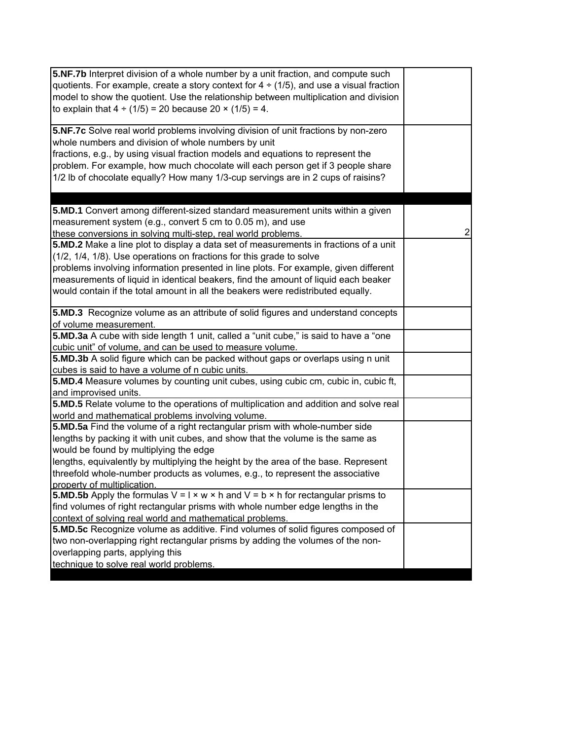| | |
|---|---|
| **5.NF.7b** Interpret division of a whole number by a unit fraction, and compute such quotients. For example, create a story context for $4 \div (1/5)$, and use a visual fraction model to show the quotient. Use the relationship between multiplication and division to explain that $4 \div (1/5) = 20$ because $20 \times (1/5) = 4$. | |
| **5.NF.7c** Solve real world problems involving division of unit fractions by non-zero whole numbers and division of whole numbers by unit fractions, e.g., by using visual fraction models and equations to represent the problem. For example, how much chocolate will each person get if 3 people share 1/2 lb of chocolate equally? How many 1/3-cup servings are in 2 cups of raisins? | |
| | |
| **5.MD.1** Convert among different-sized standard measurement units within a given measurement system (e.g., convert 5 cm to 0.05 m), and use these conversions in solving multi-step, real world problems. | 2 |
| **5.MD.2** Make a line plot to display a data set of measurements in fractions of a unit (1/2, 1/4, 1/8). Use operations on fractions for this grade to solve problems involving information presented in line plots. For example, given different measurements of liquid in identical beakers, find the amount of liquid each beaker would contain if the total amount in all the beakers were redistributed equally. | |
| **5.MD.3** Recognize volume as an attribute of solid figures and understand concepts of volume measurement. | |
| **5.MD.3a** A cube with side length 1 unit, called a "unit cube," is said to have a "one cubic unit" of volume, and can be used to measure volume. | |
| **5.MD.3b** A solid figure which can be packed without gaps or overlaps using n unit cubes is said to have a volume of n cubic units. | |
| **5.MD.4** Measure volumes by counting unit cubes, using cubic cm, cubic in, cubic ft, and improvised units. | |
| **5.MD.5** Relate volume to the operations of multiplication and addition and solve real world and mathematical problems involving volume. | |
| **5.MD.5a** Find the volume of a right rectangular prism with whole-number side lengths by packing it with unit cubes, and show that the volume is the same as would be found by multiplying the edge lengths, equivalently by multiplying the height by the area of the base. Represent threefold whole-number products as volumes, e.g., to represent the associative property of multiplication. | |
| **5.MD.5b** Apply the formulas $V = l \times w \times h$ and $V = b \times h$ for rectangular prisms to find volumes of right rectangular prisms with whole number edge lengths in the context of solving real world and mathematical problems. | |
| **5.MD.5c** Recognize volume as additive. Find volumes of solid figures composed of two non-overlapping right rectangular prisms by adding the volumes of the non-overlapping parts, applying this technique to solve real world problems. | |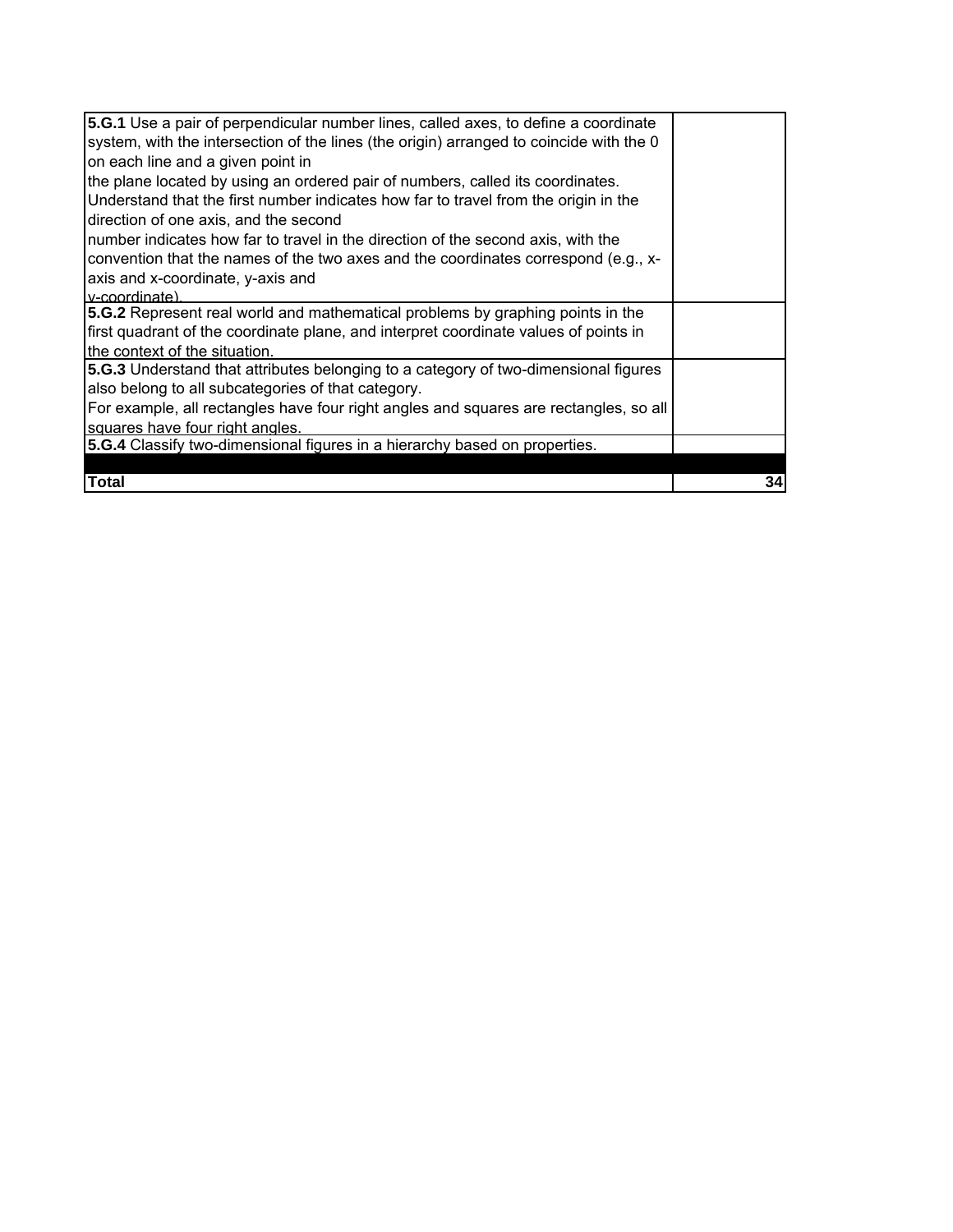| | |
|---|---|
| **5.G.1** Use a pair of perpendicular number lines, called axes, to define a coordinate system, with the intersection of the lines (the origin) arranged to coincide with the 0 on each line and a given point in the plane located by using an ordered pair of numbers, called its coordinates. Understand that the first number indicates how far to travel from the origin in the direction of one axis, and the second number indicates how far to travel in the direction of the second axis, with the convention that the names of the two axes and the coordinates correspond (e.g., x-axis and x-coordinate, y-axis and y-coordinate). | |
| **5.G.2** Represent real world and mathematical problems by graphing points in the first quadrant of the coordinate plane, and interpret coordinate values of points in the context of the situation. | |
| **5.G.3** Understand that attributes belonging to a category of two-dimensional figures also belong to all subcategories of that category. For example, all rectangles have four right angles and squares are rectangles, so all squares have four right angles. | |
| **5.G.4** Classify two-dimensional figures in a hierarchy based on properties. | |
| | |
| **Total** | **34** |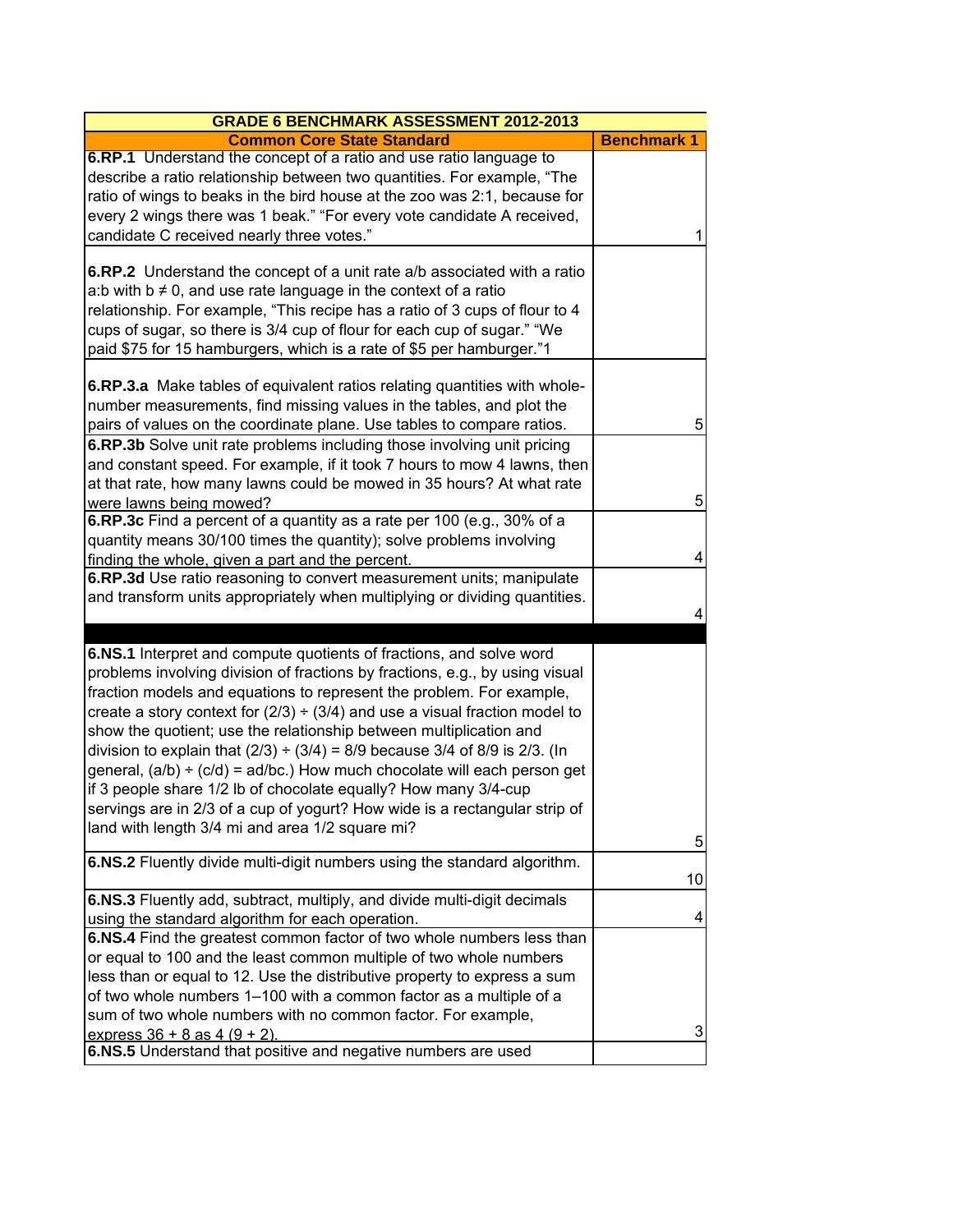| GRADE 6 BENCHMARK ASSESSMENT 2012-2013 | |
|---|---|
| **Common Core State Standard** | **Benchmark 1** |
| **6.RP.1** Understand the concept of a ratio and use ratio language to describe a ratio relationship between two quantities. For example, "The ratio of wings to beaks in the bird house at the zoo was 2:1, because for every 2 wings there was 1 beak." "For every vote candidate A received, candidate C received nearly three votes." | 1 |
| **6.RP.2** Understand the concept of a unit rate a/b associated with a ratio a:b with b ≠ 0, and use rate language in the context of a ratio relationship. For example, "This recipe has a ratio of 3 cups of flour to 4 cups of sugar, so there is 3/4 cup of flour for each cup of sugar." "We paid $75 for 15 hamburgers, which is a rate of $5 per hamburger."1 | |
| **6.RP.3.a** Make tables of equivalent ratios relating quantities with whole-number measurements, find missing values in the tables, and plot the pairs of values on the coordinate plane. Use tables to compare ratios. | 5 |
| **6.RP.3b** Solve unit rate problems including those involving unit pricing and constant speed. For example, if it took 7 hours to mow 4 lawns, then at that rate, how many lawns could be mowed in 35 hours? At what rate were lawns being mowed? | 5 |
| **6.RP.3c** Find a percent of a quantity as a rate per 100 (e.g., 30% of a quantity means 30/100 times the quantity); solve problems involving finding the whole, given a part and the percent. | 4 |
| **6.RP.3d** Use ratio reasoning to convert measurement units; manipulate and transform units appropriately when multiplying or dividing quantities. | 4 |
| | |
| **6.NS.1** Interpret and compute quotients of fractions, and solve word problems involving division of fractions by fractions, e.g., by using visual fraction models and equations to represent the problem. For example, create a story context for (2/3) ÷ (3/4) and use a visual fraction model to show the quotient; use the relationship between multiplication and division to explain that (2/3) ÷ (3/4) = 8/9 because 3/4 of 8/9 is 2/3. (In general, (a/b) ÷ (c/d) = ad/bc.) How much chocolate will each person get if 3 people share 1/2 lb of chocolate equally? How many 3/4-cup servings are in 2/3 of a cup of yogurt? How wide is a rectangular strip of land with length 3/4 mi and area 1/2 square mi? | 5 |
| **6.NS.2** Fluently divide multi-digit numbers using the standard algorithm. | 10 |
| **6.NS.3** Fluently add, subtract, multiply, and divide multi-digit decimals using the standard algorithm for each operation. | 4 |
| **6.NS.4** Find the greatest common factor of two whole numbers less than or equal to 100 and the least common multiple of two whole numbers less than or equal to 12. Use the distributive property to express a sum of two whole numbers 1–100 with a common factor as a multiple of a sum of two whole numbers with no common factor. For example, express 36 + 8 as 4 (9 + 2). | 3 |
| **6.NS.5** Understand that positive and negative numbers are used | |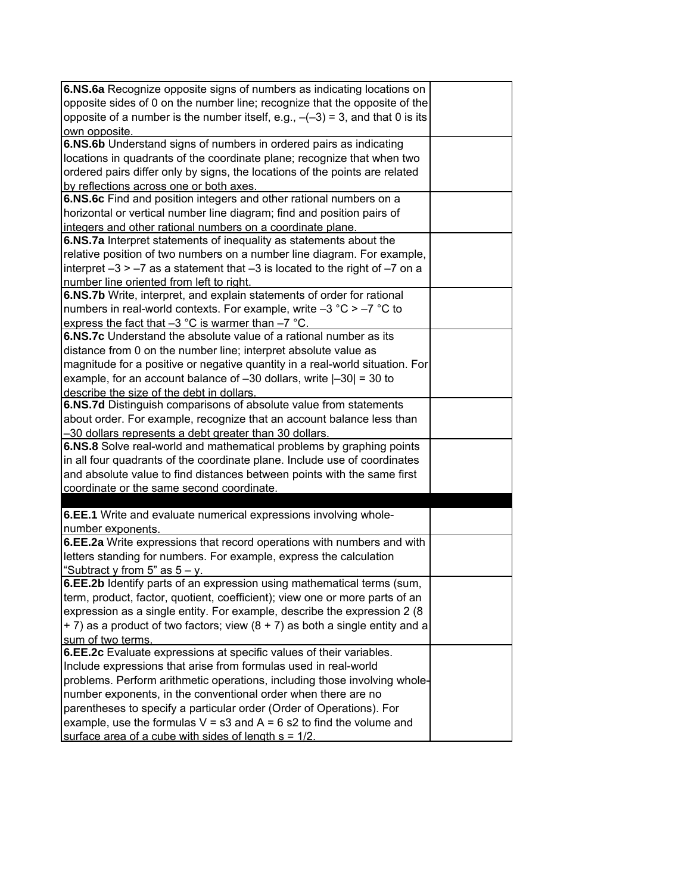| | |
|---|---|
| **6.NS.6a** Recognize opposite signs of numbers as indicating locations on opposite sides of 0 on the number line; recognize that the opposite of the opposite of a number is the number itself, e.g., $-(-3) = 3$, and that 0 is its own opposite. | |
| **6.NS.6b** Understand signs of numbers in ordered pairs as indicating locations in quadrants of the coordinate plane; recognize that when two ordered pairs differ only by signs, the locations of the points are related by reflections across one or both axes. | |
| **6.NS.6c** Find and position integers and other rational numbers on a horizontal or vertical number line diagram; find and position pairs of integers and other rational numbers on a coordinate plane. | |
| **6.NS.7a** Interpret statements of inequality as statements about the relative position of two numbers on a number line diagram. For example, interpret $-3 > -7$ as a statement that $-3$ is located to the right of $-7$ on a number line oriented from left to right. | |
| **6.NS.7b** Write, interpret, and explain statements of order for rational numbers in real-world contexts. For example, write $-3$ °C > $-7$ °C to express the fact that $-3$ °C is warmer than $-7$ °C. | |
| **6.NS.7c** Understand the absolute value of a rational number as its distance from 0 on the number line; interpret absolute value as magnitude for a positive or negative quantity in a real-world situation. For example, for an account balance of $-30$ dollars, write $\|-30\| = 30$ to describe the size of the debt in dollars. | |
| **6.NS.7d** Distinguish comparisons of absolute value from statements about order. For example, recognize that an account balance less than $-30$ dollars represents a debt greater than 30 dollars. | |
| **6.NS.8** Solve real-world and mathematical problems by graphing points in all four quadrants of the coordinate plane. Include use of coordinates and absolute value to find distances between points with the same first coordinate or the same second coordinate. | |
| | |
| **6.EE.1** Write and evaluate numerical expressions involving whole-number exponents. | |
| **6.EE.2a** Write expressions that record operations with numbers and with letters standing for numbers. For example, express the calculation "Subtract y from 5" as $5 - y$. | |
| **6.EE.2b** Identify parts of an expression using mathematical terms (sum, term, product, factor, quotient, coefficient); view one or more parts of an expression as a single entity. For example, describe the expression 2 (8 + 7) as a product of two factors; view (8 + 7) as both a single entity and a sum of two terms. | |
| **6.EE.2c** Evaluate expressions at specific values of their variables. Include expressions that arise from formulas used in real-world problems. Perform arithmetic operations, including those involving whole-number exponents, in the conventional order when there are no parentheses to specify a particular order (Order of Operations). For example, use the formulas V = s3 and A = 6 s2 to find the volume and surface area of a cube with sides of length s = 1/2. | |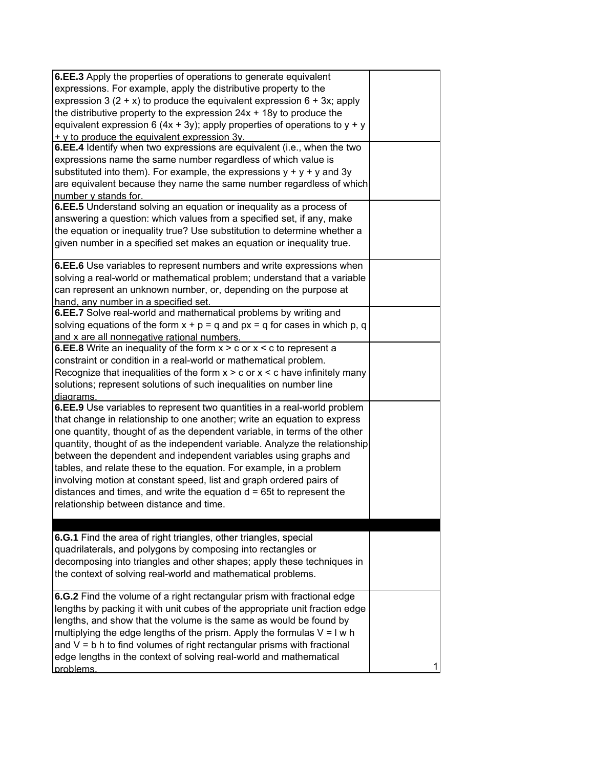| | |
|---|---|
| **6.EE.3** Apply the properties of operations to generate equivalent expressions. For example, apply the distributive property to the expression $3 (2 + x)$ to produce the equivalent expression $6 + 3x$; apply the distributive property to the expression $24x + 18y$ to produce the equivalent expression $6 (4x + 3y)$; apply properties of operations to $y + y + y$ to produce the equivalent expression $3y$. | |
| **6.EE.4** Identify when two expressions are equivalent (i.e., when the two expressions name the same number regardless of which value is substituted into them). For example, the expressions $y + y + y$ and $3y$ are equivalent because they name the same number regardless of which number $y$ stands for. | |
| **6.EE.5** Understand solving an equation or inequality as a process of answering a question: which values from a specified set, if any, make the equation or inequality true? Use substitution to determine whether a given number in a specified set makes an equation or inequality true. | |
| **6.EE.6** Use variables to represent numbers and write expressions when solving a real-world or mathematical problem; understand that a variable can represent an unknown number, or, depending on the purpose at hand, any number in a specified set. | |
| **6.EE.7** Solve real-world and mathematical problems by writing and solving equations of the form $x + p = q$ and $px = q$ for cases in which $p$, $q$ and $x$ are all nonnegative rational numbers. | |
| **6.EE.8** Write an inequality of the form $x > c$ or $x < c$ to represent a constraint or condition in a real-world or mathematical problem. Recognize that inequalities of the form $x > c$ or $x < c$ have infinitely many solutions; represent solutions of such inequalities on number line diagrams. | |
| **6.EE.9** Use variables to represent two quantities in a real-world problem that change in relationship to one another; write an equation to express one quantity, thought of as the dependent variable, in terms of the other quantity, thought of as the independent variable. Analyze the relationship between the dependent and independent variables using graphs and tables, and relate these to the equation. For example, in a problem involving motion at constant speed, list and graph ordered pairs of distances and times, and write the equation $d = 65t$ to represent the relationship between distance and time. | |
| | |
| **6.G.1** Find the area of right triangles, other triangles, special quadrilaterals, and polygons by composing into rectangles or decomposing into triangles and other shapes; apply these techniques in the context of solving real-world and mathematical problems. | |
| **6.G.2** Find the volume of a right rectangular prism with fractional edge lengths by packing it with unit cubes of the appropriate unit fraction edge lengths, and show that the volume is the same as would be found by multiplying the edge lengths of the prism. Apply the formulas $V = l\ w\ h$ and $V = b\ h$ to find volumes of right rectangular prisms with fractional edge lengths in the context of solving real-world and mathematical problems. | 1 |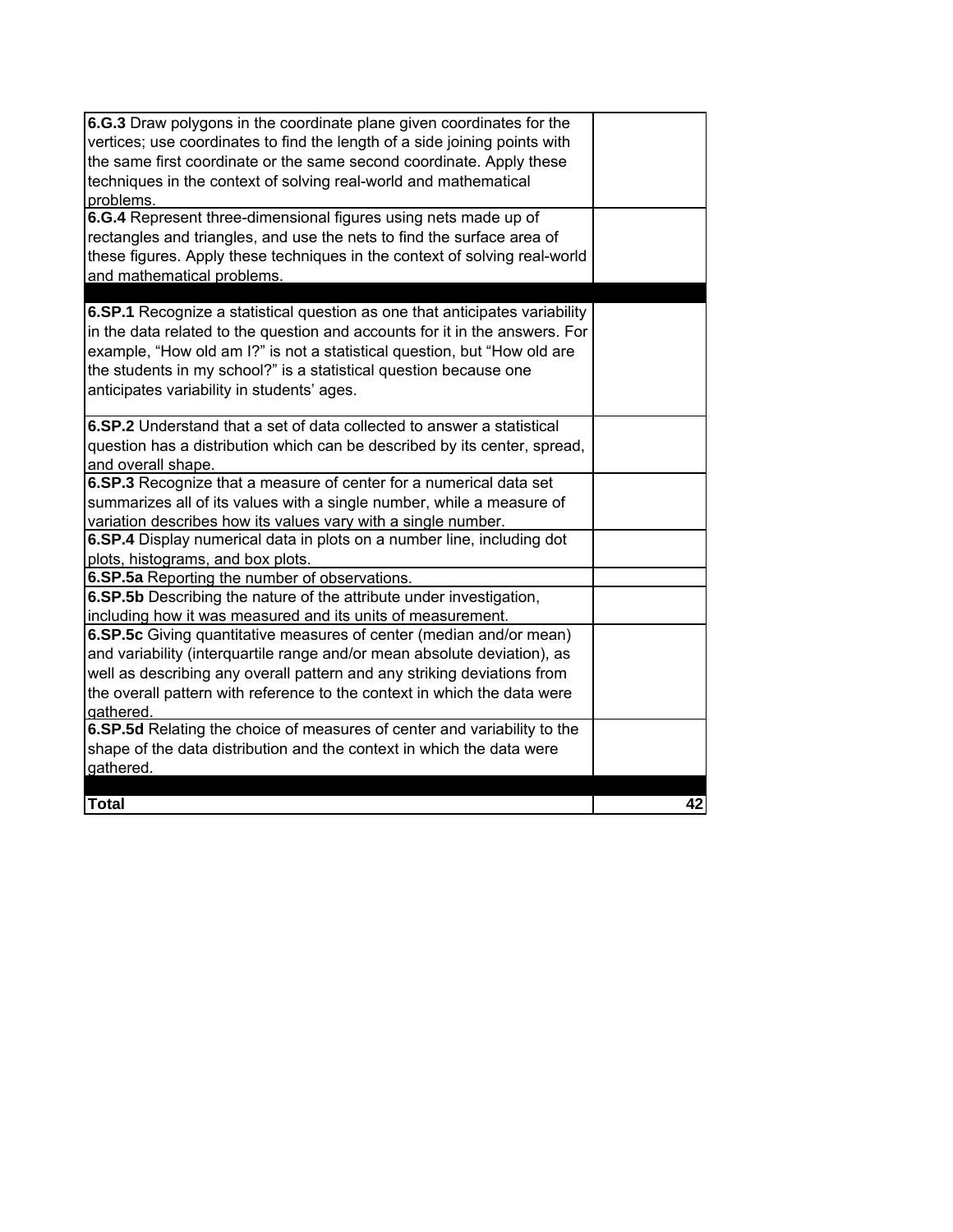| | |
|---|---|
| **6.G.3** Draw polygons in the coordinate plane given coordinates for the vertices; use coordinates to find the length of a side joining points with the same first coordinate or the same second coordinate. Apply these techniques in the context of solving real-world and mathematical problems. | |
| **6.G.4** Represent three-dimensional figures using nets made up of rectangles and triangles, and use the nets to find the surface area of these figures. Apply these techniques in the context of solving real-world and mathematical problems. | |
| | |
| **6.SP.1** Recognize a statistical question as one that anticipates variability in the data related to the question and accounts for it in the answers. For example, "How old am I?" is not a statistical question, but "How old are the students in my school?" is a statistical question because one anticipates variability in students' ages. | |
| **6.SP.2** Understand that a set of data collected to answer a statistical question has a distribution which can be described by its center, spread, and overall shape. | |
| **6.SP.3** Recognize that a measure of center for a numerical data set summarizes all of its values with a single number, while a measure of variation describes how its values vary with a single number. | |
| **6.SP.4** Display numerical data in plots on a number line, including dot plots, histograms, and box plots. | |
| **6.SP.5a** Reporting the number of observations. | |
| **6.SP.5b** Describing the nature of the attribute under investigation, including how it was measured and its units of measurement. | |
| **6.SP.5c** Giving quantitative measures of center (median and/or mean) and variability (interquartile range and/or mean absolute deviation), as well as describing any overall pattern and any striking deviations from the overall pattern with reference to the context in which the data were gathered. | |
| **6.SP.5d** Relating the choice of measures of center and variability to the shape of the data distribution and the context in which the data were gathered. | |
| | |
| **Total** | **42** |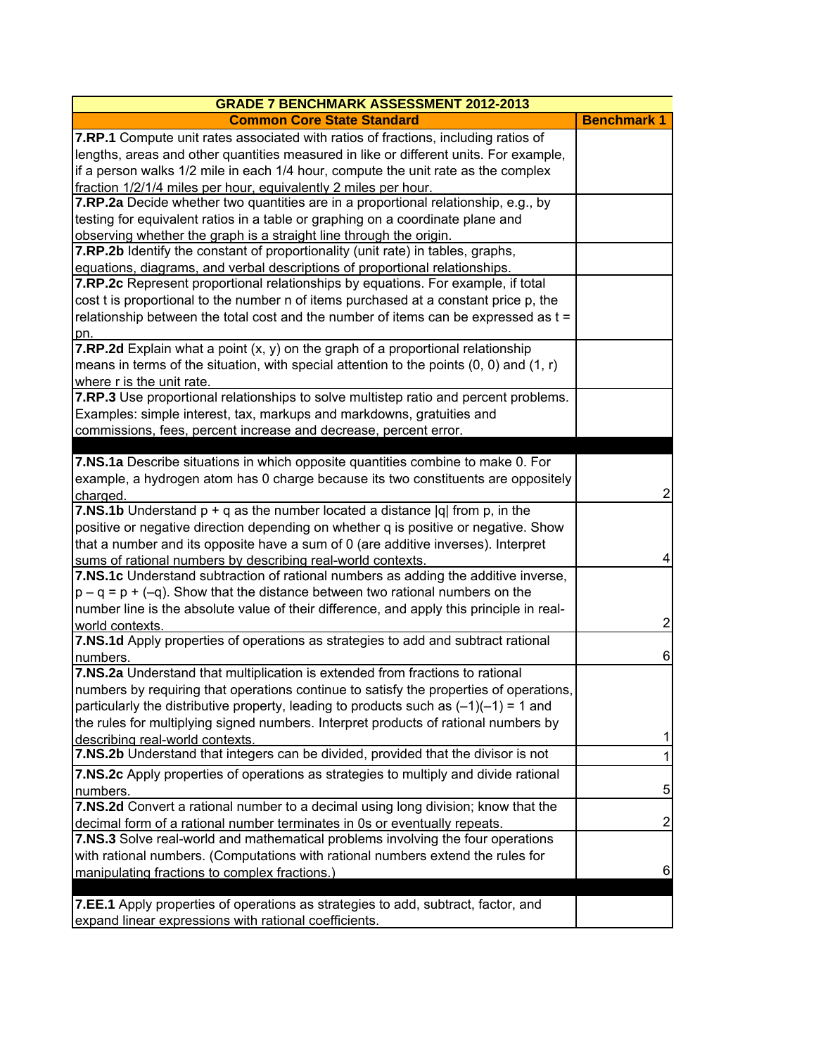| GRADE 7 BENCHMARK ASSESSMENT 2012-2013 | |
|---|---|
| **Common Core State Standard** | **Benchmark 1** |
| **7.RP.1** Compute unit rates associated with ratios of fractions, including ratios of lengths, areas and other quantities measured in like or different units. For example, if a person walks 1/2 mile in each 1/4 hour, compute the unit rate as the complex fraction 1/2/1/4 miles per hour, equivalently 2 miles per hour. | |
| **7.RP.2a** Decide whether two quantities are in a proportional relationship, e.g., by testing for equivalent ratios in a table or graphing on a coordinate plane and observing whether the graph is a straight line through the origin. | |
| **7.RP.2b** Identify the constant of proportionality (unit rate) in tables, graphs, equations, diagrams, and verbal descriptions of proportional relationships. | |
| **7.RP.2c** Represent proportional relationships by equations. For example, if total cost t is proportional to the number n of items purchased at a constant price p, the relationship between the total cost and the number of items can be expressed as t = pn. | |
| **7.RP.2d** Explain what a point (x, y) on the graph of a proportional relationship means in terms of the situation, with special attention to the points (0, 0) and (1, r) where r is the unit rate. | |
| **7.RP.3** Use proportional relationships to solve multistep ratio and percent problems. Examples: simple interest, tax, markups and markdowns, gratuities and commissions, fees, percent increase and decrease, percent error. | |
| | |
| **7.NS.1a** Describe situations in which opposite quantities combine to make 0. For example, a hydrogen atom has 0 charge because its two constituents are oppositely charged. | 2 |
| **7.NS.1b** Understand p + q as the number located a distance \|q\| from p, in the positive or negative direction depending on whether q is positive or negative. Show that a number and its opposite have a sum of 0 (are additive inverses). Interpret sums of rational numbers by describing real-world contexts. | 4 |
| **7.NS.1c** Understand subtraction of rational numbers as adding the additive inverse, p – q = p + (–q). Show that the distance between two rational numbers on the number line is the absolute value of their difference, and apply this principle in real-world contexts. | 2 |
| **7.NS.1d** Apply properties of operations as strategies to add and subtract rational numbers. | 6 |
| **7.NS.2a** Understand that multiplication is extended from fractions to rational numbers by requiring that operations continue to satisfy the properties of operations, particularly the distributive property, leading to products such as (–1)(–1) = 1 and the rules for multiplying signed numbers. Interpret products of rational numbers by describing real-world contexts. | 1 |
| **7.NS.2b** Understand that integers can be divided, provided that the divisor is not | 1 |
| **7.NS.2c** Apply properties of operations as strategies to multiply and divide rational numbers. | 5 |
| **7.NS.2d** Convert a rational number to a decimal using long division; know that the decimal form of a rational number terminates in 0s or eventually repeats. | 2 |
| **7.NS.3** Solve real-world and mathematical problems involving the four operations with rational numbers. (Computations with rational numbers extend the rules for manipulating fractions to complex fractions.) | 6 |
| | |
| **7.EE.1** Apply properties of operations as strategies to add, subtract, factor, and expand linear expressions with rational coefficients. | |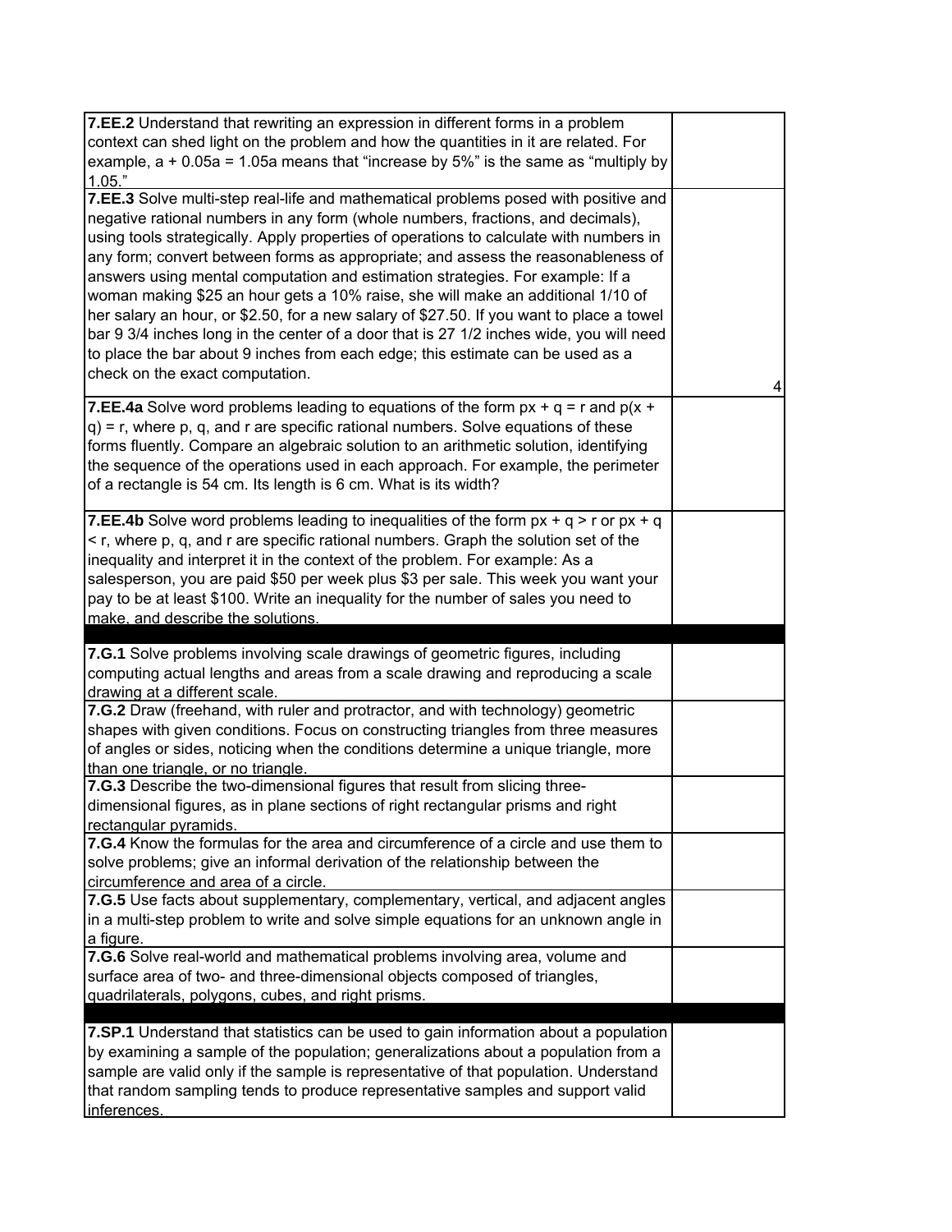| | |
|---|---|
| **7.EE.2** Understand that rewriting an expression in different forms in a problem context can shed light on the problem and how the quantities in it are related. For example, $a + 0.05a = 1.05a$ means that "increase by 5%" is the same as "multiply by 1.05." | |
| **7.EE.3** Solve multi-step real-life and mathematical problems posed with positive and negative rational numbers in any form (whole numbers, fractions, and decimals), using tools strategically. Apply properties of operations to calculate with numbers in any form; convert between forms as appropriate; and assess the reasonableness of answers using mental computation and estimation strategies. For example: If a woman making $25 an hour gets a 10% raise, she will make an additional 1/10 of her salary an hour, or $2.50, for a new salary of $27.50. If you want to place a towel bar 9 3/4 inches long in the center of a door that is 27 1/2 inches wide, you will need to place the bar about 9 inches from each edge; this estimate can be used as a check on the exact computation. | 4 |
| **7.EE.4a** Solve word problems leading to equations of the form $px + q = r$ and $p(x + q) = r$, where $p$, $q$, and $r$ are specific rational numbers. Solve equations of these forms fluently. Compare an algebraic solution to an arithmetic solution, identifying the sequence of the operations used in each approach. For example, the perimeter of a rectangle is 54 cm. Its length is 6 cm. What is its width? | |
| **7.EE.4b** Solve word problems leading to inequalities of the form $px + q > r$ or $px + q < r$, where $p$, $q$, and $r$ are specific rational numbers. Graph the solution set of the inequality and interpret it in the context of the problem. For example: As a salesperson, you are paid $50 per week plus $3 per sale. This week you want your pay to be at least $100. Write an inequality for the number of sales you need to make, and describe the solutions. | |
| | |
| **7.G.1** Solve problems involving scale drawings of geometric figures, including computing actual lengths and areas from a scale drawing and reproducing a scale drawing at a different scale. | |
| **7.G.2** Draw (freehand, with ruler and protractor, and with technology) geometric shapes with given conditions. Focus on constructing triangles from three measures of angles or sides, noticing when the conditions determine a unique triangle, more than one triangle, or no triangle. | |
| **7.G.3** Describe the two-dimensional figures that result from slicing three-dimensional figures, as in plane sections of right rectangular prisms and right rectangular pyramids. | |
| **7.G.4** Know the formulas for the area and circumference of a circle and use them to solve problems; give an informal derivation of the relationship between the circumference and area of a circle. | |
| **7.G.5** Use facts about supplementary, complementary, vertical, and adjacent angles in a multi-step problem to write and solve simple equations for an unknown angle in a figure. | |
| **7.G.6** Solve real-world and mathematical problems involving area, volume and surface area of two- and three-dimensional objects composed of triangles, quadrilaterals, polygons, cubes, and right prisms. | |
| | |
| **7.SP.1** Understand that statistics can be used to gain information about a population by examining a sample of the population; generalizations about a population from a sample are valid only if the sample is representative of that population. Understand that random sampling tends to produce representative samples and support valid inferences. | |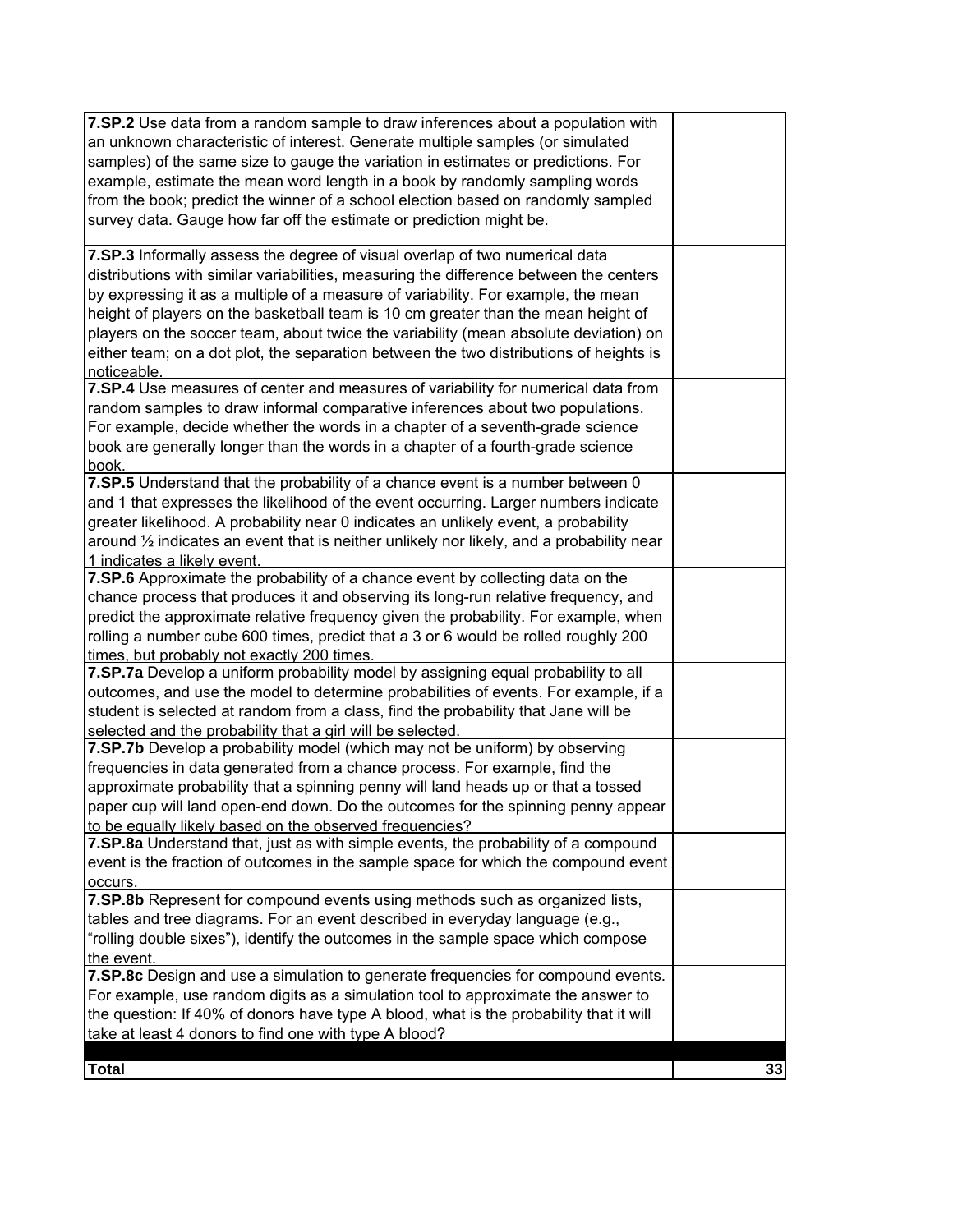| | |
|---|---|
| **7.SP.2** Use data from a random sample to draw inferences about a population with an unknown characteristic of interest. Generate multiple samples (or simulated samples) of the same size to gauge the variation in estimates or predictions. For example, estimate the mean word length in a book by randomly sampling words from the book; predict the winner of a school election based on randomly sampled survey data. Gauge how far off the estimate or prediction might be. | |
| **7.SP.3** Informally assess the degree of visual overlap of two numerical data distributions with similar variabilities, measuring the difference between the centers by expressing it as a multiple of a measure of variability. For example, the mean height of players on the basketball team is 10 cm greater than the mean height of players on the soccer team, about twice the variability (mean absolute deviation) on either team; on a dot plot, the separation between the two distributions of heights is noticeable. | |
| **7.SP.4** Use measures of center and measures of variability for numerical data from random samples to draw informal comparative inferences about two populations. For example, decide whether the words in a chapter of a seventh-grade science book are generally longer than the words in a chapter of a fourth-grade science book. | |
| **7.SP.5** Understand that the probability of a chance event is a number between 0 and 1 that expresses the likelihood of the event occurring. Larger numbers indicate greater likelihood. A probability near 0 indicates an unlikely event, a probability around ½ indicates an event that is neither unlikely nor likely, and a probability near 1 indicates a likely event. | |
| **7.SP.6** Approximate the probability of a chance event by collecting data on the chance process that produces it and observing its long-run relative frequency, and predict the approximate relative frequency given the probability. For example, when rolling a number cube 600 times, predict that a 3 or 6 would be rolled roughly 200 times, but probably not exactly 200 times. | |
| **7.SP.7a** Develop a uniform probability model by assigning equal probability to all outcomes, and use the model to determine probabilities of events. For example, if a student is selected at random from a class, find the probability that Jane will be selected and the probability that a girl will be selected. | |
| **7.SP.7b** Develop a probability model (which may not be uniform) by observing frequencies in data generated from a chance process. For example, find the approximate probability that a spinning penny will land heads up or that a tossed paper cup will land open-end down. Do the outcomes for the spinning penny appear to be equally likely based on the observed frequencies? | |
| **7.SP.8a** Understand that, just as with simple events, the probability of a compound event is the fraction of outcomes in the sample space for which the compound event occurs. | |
| **7.SP.8b** Represent for compound events using methods such as organized lists, tables and tree diagrams. For an event described in everyday language (e.g., "rolling double sixes"), identify the outcomes in the sample space which compose the event. | |
| **7.SP.8c** Design and use a simulation to generate frequencies for compound events. For example, use random digits as a simulation tool to approximate the answer to the question: If 40% of donors have type A blood, what is the probability that it will take at least 4 donors to find one with type A blood? | |
| | |
| **Total** | **33** |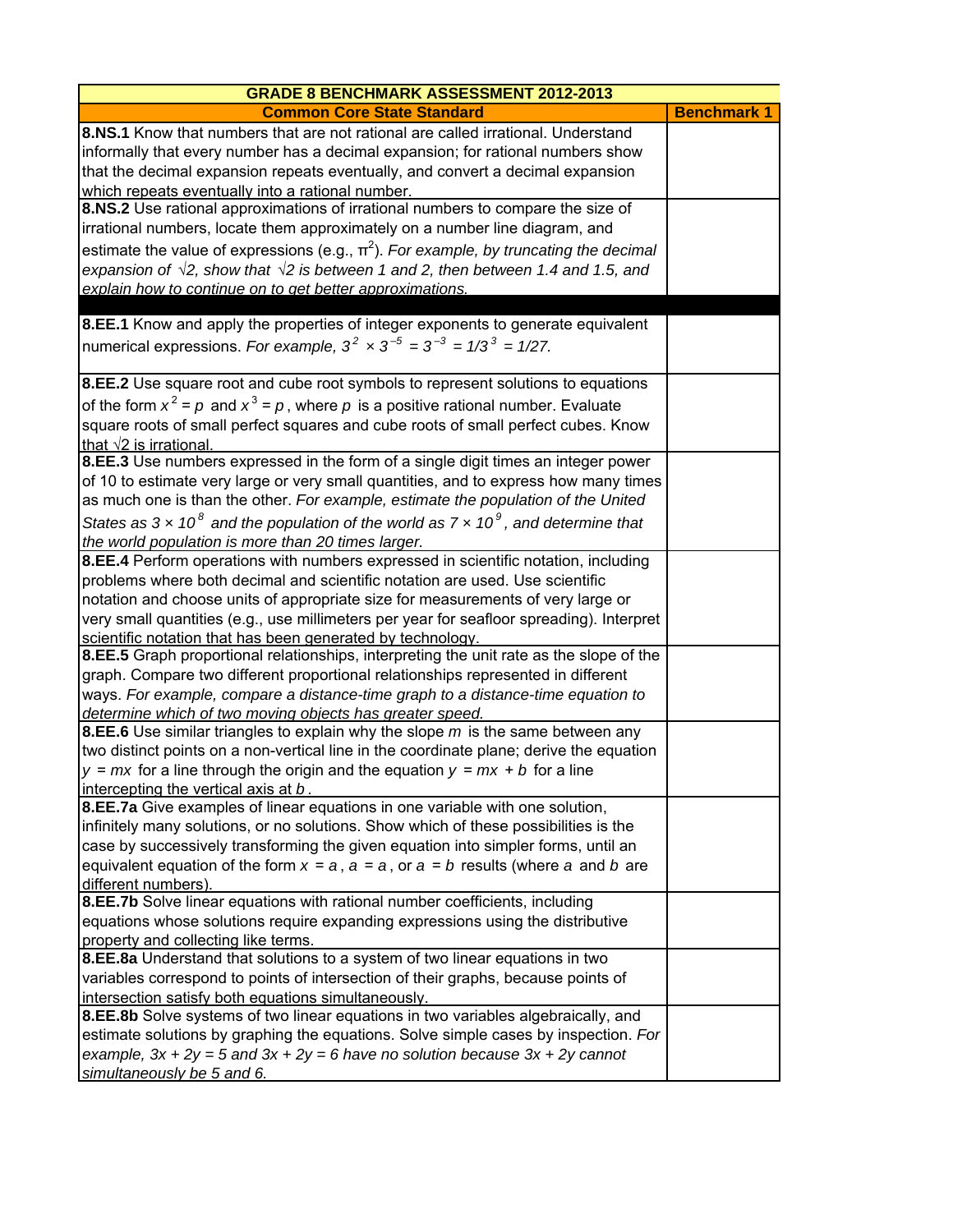| GRADE 8 BENCHMARK ASSESSMENT 2012-2013 | |
|---|---|
| **Common Core State Standard** | **Benchmark 1** |
| **8.NS.1** Know that numbers that are not rational are called irrational. Understand informally that every number has a decimal expansion; for rational numbers show that the decimal expansion repeats eventually, and convert a decimal expansion which repeats eventually into a rational number. | |
| **8.NS.2** Use rational approximations of irrational numbers to compare the size of irrational numbers, locate them approximately on a number line diagram, and estimate the value of expressions (e.g., $\pi^2$). *For example, by truncating the decimal expansion of* $\sqrt{2}$*, show that* $\sqrt{2}$ *is between 1 and 2, then between 1.4 and 1.5, and explain how to continue on to get better approximations.* | |
| | |
| **8.EE.1** Know and apply the properties of integer exponents to generate equivalent numerical expressions. *For example,* $3^2 \times 3^{-5} = 3^{-3} = 1/3^3 = 1/27$*.* | |
| **8.EE.2** Use square root and cube root symbols to represent solutions to equations of the form $x^2 = p$ and $x^3 = p$, where $p$ is a positive rational number. Evaluate square roots of small perfect squares and cube roots of small perfect cubes. Know that $\sqrt{2}$ is irrational. | |
| **8.EE.3** Use numbers expressed in the form of a single digit times an integer power of 10 to estimate very large or very small quantities, and to express how many times as much one is than the other. *For example, estimate the population of the United States as* $3 \times 10^8$ *and the population of the world as* $7 \times 10^9$*, and determine that the world population is more than 20 times larger.* | |
| **8.EE.4** Perform operations with numbers expressed in scientific notation, including problems where both decimal and scientific notation are used. Use scientific notation and choose units of appropriate size for measurements of very large or very small quantities (e.g., use millimeters per year for seafloor spreading). Interpret scientific notation that has been generated by technology. | |
| **8.EE.5** Graph proportional relationships, interpreting the unit rate as the slope of the graph. Compare two different proportional relationships represented in different ways. *For example, compare a distance-time graph to a distance-time equation to determine which of two moving objects has greater speed.* | |
| **8.EE.6** Use similar triangles to explain why the slope $m$ is the same between any two distinct points on a non-vertical line in the coordinate plane; derive the equation $y = mx$ for a line through the origin and the equation $y = mx + b$ for a line intercepting the vertical axis at $b$. | |
| **8.EE.7a** Give examples of linear equations in one variable with one solution, infinitely many solutions, or no solutions. Show which of these possibilities is the case by successively transforming the given equation into simpler forms, until an equivalent equation of the form $x = a$, $a = a$, or $a = b$ results (where $a$ and $b$ are different numbers). | |
| **8.EE.7b** Solve linear equations with rational number coefficients, including equations whose solutions require expanding expressions using the distributive property and collecting like terms. | |
| **8.EE.8a** Understand that solutions to a system of two linear equations in two variables correspond to points of intersection of their graphs, because points of intersection satisfy both equations simultaneously. | |
| **8.EE.8b** Solve systems of two linear equations in two variables algebraically, and estimate solutions by graphing the equations. Solve simple cases by inspection. *For example,* $3x + 2y = 5$ *and* $3x + 2y = 6$ *have no solution because* $3x + 2y$ *cannot simultaneously be 5 and 6.* | |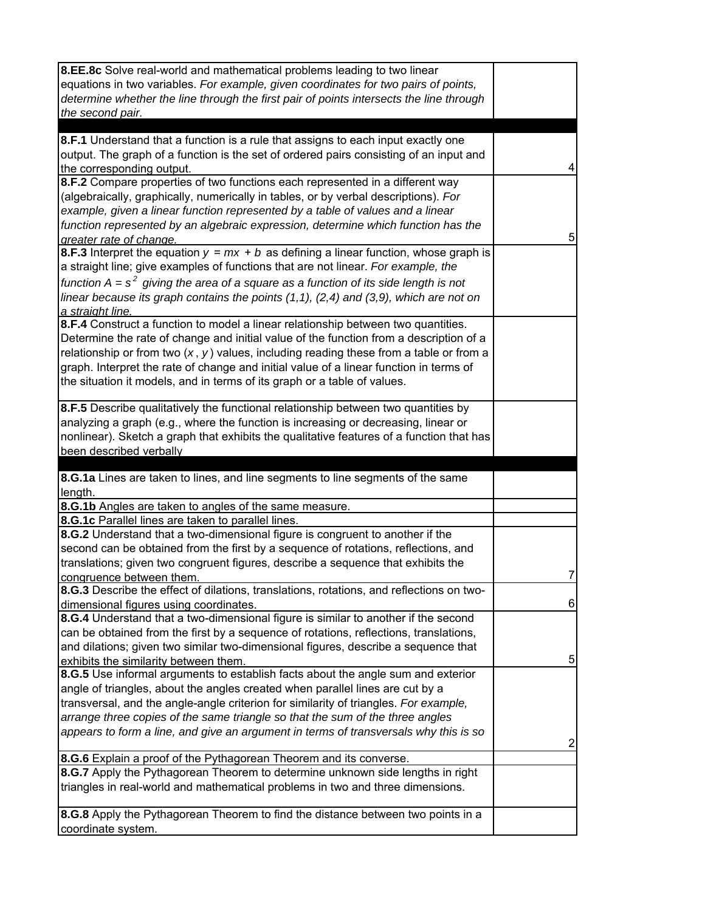| | |
|---|---|
| **8.EE.8c** Solve real-world and mathematical problems leading to two linear equations in two variables. *For example, given coordinates for two pairs of points, determine whether the line through the first pair of points intersects the line through the second pair.* | |
| | |
| **8.F.1** Understand that a function is a rule that assigns to each input exactly one output. The graph of a function is the set of ordered pairs consisting of an input and the corresponding output. | 4 |
| **8.F.2** Compare properties of two functions each represented in a different way (algebraically, graphically, numerically in tables, or by verbal descriptions). *For example, given a linear function represented by a table of values and a linear function represented by an algebraic expression, determine which function has the greater rate of change.* | 5 |
| **8.F.3** Interpret the equation $y = mx + b$ as defining a linear function, whose graph is a straight line; give examples of functions that are not linear. *For example, the function $A = s^2$ giving the area of a square as a function of its side length is not linear because its graph contains the points (1,1), (2,4) and (3,9), which are not on a straight line.* | |
| **8.F.4** Construct a function to model a linear relationship between two quantities. Determine the rate of change and initial value of the function from a description of a relationship or from two ($x$, $y$) values, including reading these from a table or from a graph. Interpret the rate of change and initial value of a linear function in terms of the situation it models, and in terms of its graph or a table of values. | |
| **8.F.5** Describe qualitatively the functional relationship between two quantities by analyzing a graph (e.g., where the function is increasing or decreasing, linear or nonlinear). Sketch a graph that exhibits the qualitative features of a function that has been described verbally | |
| | |
| **8.G.1a** Lines are taken to lines, and line segments to line segments of the same length. | |
| **8.G.1b** Angles are taken to angles of the same measure. | |
| **8.G.1c** Parallel lines are taken to parallel lines. | |
| **8.G.2** Understand that a two-dimensional figure is congruent to another if the second can be obtained from the first by a sequence of rotations, reflections, and translations; given two congruent figures, describe a sequence that exhibits the congruence between them. | 7 |
| **8.G.3** Describe the effect of dilations, translations, rotations, and reflections on two-dimensional figures using coordinates. | 6 |
| **8.G.4** Understand that a two-dimensional figure is similar to another if the second can be obtained from the first by a sequence of rotations, reflections, translations, and dilations; given two similar two-dimensional figures, describe a sequence that exhibits the similarity between them. | 5 |
| **8.G.5** Use informal arguments to establish facts about the angle sum and exterior angle of triangles, about the angles created when parallel lines are cut by a transversal, and the angle-angle criterion for similarity of triangles. *For example, arrange three copies of the same triangle so that the sum of the three angles appears to form a line, and give an argument in terms of transversals why this is so* | 2 |
| **8.G.6** Explain a proof of the Pythagorean Theorem and its converse. | |
| **8.G.7** Apply the Pythagorean Theorem to determine unknown side lengths in right triangles in real-world and mathematical problems in two and three dimensions. | |
| **8.G.8** Apply the Pythagorean Theorem to find the distance between two points in a coordinate system. | |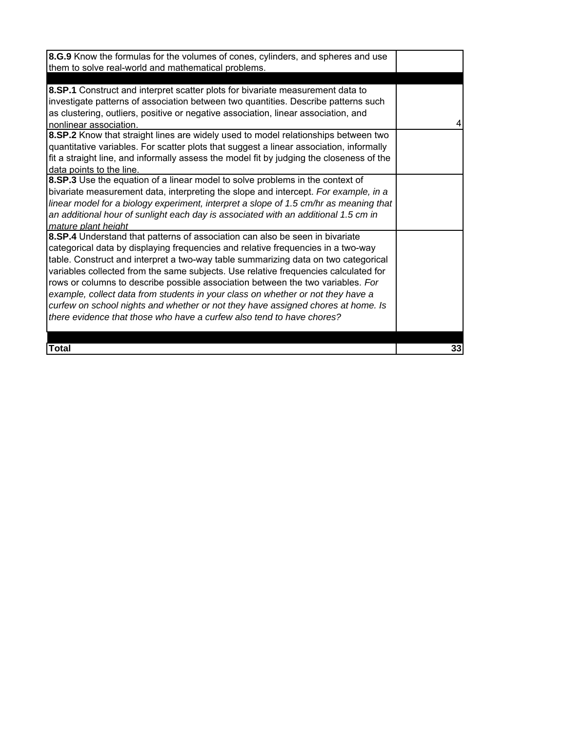| | |
|---|---|
| **8.G.9** Know the formulas for the volumes of cones, cylinders, and spheres and use them to solve real-world and mathematical problems. | |
| | |
| **8.SP.1** Construct and interpret scatter plots for bivariate measurement data to investigate patterns of association between two quantities. Describe patterns such as clustering, outliers, positive or negative association, linear association, and nonlinear association. | 4 |
| **8.SP.2** Know that straight lines are widely used to model relationships between two quantitative variables. For scatter plots that suggest a linear association, informally fit a straight line, and informally assess the model fit by judging the closeness of the data points to the line. | |
| **8.SP.3** Use the equation of a linear model to solve problems in the context of bivariate measurement data, interpreting the slope and intercept. *For example, in a linear model for a biology experiment, interpret a slope of 1.5 cm/hr as meaning that an additional hour of sunlight each day is associated with an additional 1.5 cm in mature plant height* | |
| **8.SP.4** Understand that patterns of association can also be seen in bivariate categorical data by displaying frequencies and relative frequencies in a two-way table. Construct and interpret a two-way table summarizing data on two categorical variables collected from the same subjects. Use relative frequencies calculated for rows or columns to describe possible association between the two variables. *For example, collect data from students in your class on whether or not they have a curfew on school nights and whether or not they have assigned chores at home. Is there evidence that those who have a curfew also tend to have chores?* | |
| | |
| **Total** | **33** |